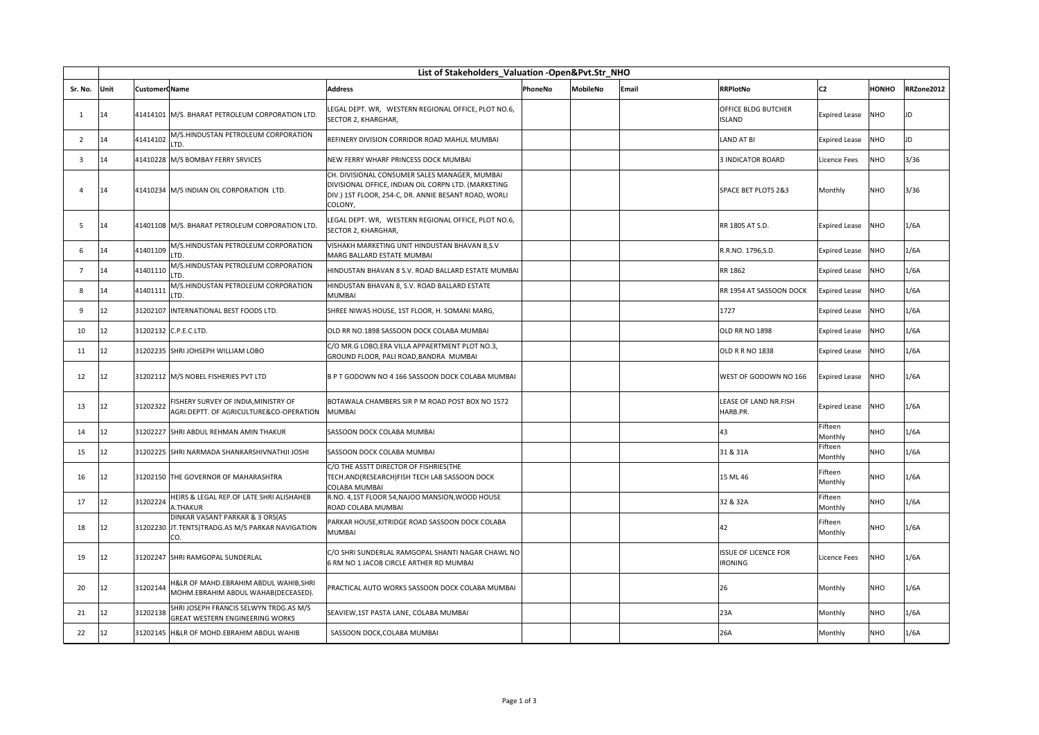| | List of Stakeholders_Valuation -Open&Pvt.Str_NHO | | | | | | | | | | |
|---|---|---|---|---|---|---|---|---|---|---|---|
| Sr. No. | Unit | CustomerCName | | Address | PhoneNo | MobileNo | Email | RRPlotNo | C2 | HONHO | RRZone2012 |
| 1 | 14 | 41414101 | M/S. BHARAT PETROLEUM CORPORATION LTD. | LEGAL DEPT. WR, WESTERN REGIONAL OFFICE, PLOT NO.6, SECTOR 2, KHARGHAR, | | | | OFFICE BLDG BUTCHER ISLAND | Expired Lease | NHO | JD |
| 2 | 14 | 41414102 | M/S.HINDUSTAN PETROLEUM CORPORATION LTD. | REFINERY DIVISION CORRIDOR ROAD MAHUL MUMBAI | | | | LAND AT BI | Expired Lease | NHO | JD |
| 3 | 14 | 41410228 | M/S BOMBAY FERRY SRVICES | NEW FERRY WHARF PRINCESS DOCK MUMBAI | | | | 3 INDICATOR BOARD | Licence Fees | NHO | 3/36 |
| 4 | 14 | 41410234 | M/S INDIAN OIL CORPORATION LTD. | CH. DIVISIONAL CONSUMER SALES MANAGER, MUMBAI DIVISIONAL OFFICE, INDIAN OIL CORPN LTD. (MARKETING DIV.) 1ST FLOOR, 254-C, DR. ANNIE BESANT ROAD, WORLI COLONY, | | | | SPACE BET PLOTS 2&3 | Monthly | NHO | 3/36 |
| 5 | 14 | 41401108 | M/S. BHARAT PETROLEUM CORPORATION LTD. | LEGAL DEPT. WR, WESTERN REGIONAL OFFICE, PLOT NO.6, SECTOR 2, KHARGHAR, | | | | RR 1805 AT S.D. | Expired Lease | NHO | 1/6A |
| 6 | 14 | 41401109 | M/S.HINDUSTAN PETROLEUM CORPORATION LTD. | VISHAKH MARKETING UNIT HINDUSTAN BHAVAN 8,S.V MARG BALLARD ESTATE MUMBAI | | | | R.R.NO. 1796,S.D. | Expired Lease | NHO | 1/6A |
| 7 | 14 | 41401110 | M/S.HINDUSTAN PETROLEUM CORPORATION LTD. | HINDUSTAN BHAVAN 8 S.V. ROAD BALLARD ESTATE MUMBAI | | | | RR 1862 | Expired Lease | NHO | 1/6A |
| 8 | 14 | 41401111 | M/S.HINDUSTAN PETROLEUM CORPORATION LTD. | HINDUSTAN BHAVAN 8, S.V. ROAD BALLARD ESTATE MUMBAI | | | | RR 1954 AT SASSOON DOCK | Expired Lease | NHO | 1/6A |
| 9 | 12 | 31202107 | INTERNATIONAL BEST FOODS LTD. | SHREE NIWAS HOUSE, 1ST FLOOR, H. SOMANI MARG, | | | | 1727 | Expired Lease | NHO | 1/6A |
| 10 | 12 | 31202132 | C.P.E.C.LTD. | OLD RR NO.1898 SASSOON DOCK COLABA MUMBAI | | | | OLD RR NO 1898 | Expired Lease | NHO | 1/6A |
| 11 | 12 | 31202235 | SHRI JOHSEPH WILLIAM LOBO | C/O MR.G LOBO,ERA VILLA APPAERTMENT PLOT NO.3, GROUND FLOOR, PALI ROAD,BANDRA MUMBAI | | | | OLD R R NO 1838 | Expired Lease | NHO | 1/6A |
| 12 | 12 | 31202112 | M/S NOBEL FISHERIES PVT LTD | B P T GODOWN NO 4 166 SASSOON DOCK COLABA MUMBAI | | | | WEST OF GODOWN NO 166 | Expired Lease | NHO | 1/6A |
| 13 | 12 | 31202322 | FISHERY SURVEY OF INDIA,MINISTRY OF AGRI.DEPTT. OF AGRICULTURE&CO-OPERATION | BOTAWALA CHAMBERS SIR P M ROAD POST BOX NO 1572 MUMBAI | | | | LEASE OF LAND NR.FISH HARB.PR. | Expired Lease | NHO | 1/6A |
| 14 | 12 | 31202227 | SHRI ABDUL REHMAN AMIN THAKUR | SASSOON DOCK COLABA MUMBAI | | | | 43 | Fifteen Monthly | NHO | 1/6A |
| 15 | 12 | 31202225 | SHRI NARMADA SHANKARSHIVNATHJI JOSHI | SASSOON DOCK COLABA MUMBAI | | | | 31 & 31A | Fifteen Monthly | NHO | 1/6A |
| 16 | 12 | 31202150 | THE GOVERNOR OF MAHARASHTRA | C/O THE ASSTT DIRECTOR OF FISHRIES(THE TECH.AND(RESEARCH)FISH TECH LAB SASSOON DOCK COLABA MUMBAI | | | | 15 ML 46 | Fifteen Monthly | NHO | 1/6A |
| 17 | 12 | 31202224 | HEIRS & LEGAL REP.OF LATE SHRI ALISHAHEB A.THAKUR | R.NO. 4,1ST FLOOR 54,NAJOO MANSION,WOOD HOUSE ROAD COLABA MUMBAI | | | | 32 & 32A | Fifteen Monthly | NHO | 1/6A |
| 18 | 12 | 31202230 | DINKAR VASANT PARKAR & 3 ORS(AS JT.TENTS)TRADG.AS M/S PARKAR NAVIGATION CO. | PARKAR HOUSE,KITRIDGE ROAD SASSOON DOCK COLABA MUMBAI | | | | 42 | Fifteen Monthly | NHO | 1/6A |
| 19 | 12 | 31202247 | SHRI RAMGOPAL SUNDERLAL | C/O SHRI SUNDERLAL RAMGOPAL SHANTI NAGAR CHAWL NO 6 RM NO 1 JACOB CIRCLE ARTHER RD MUMBAI | | | | ISSUE OF LICENCE FOR IRONING | Licence Fees | NHO | 1/6A |
| 20 | 12 | 31202144 | H&LR OF MAHD.EBRAHIM ABDUL WAHIB,SHRI MOHM.EBRAHIM ABDUL WAHAB(DECEASED). | PRACTICAL AUTO WORKS SASSOON DOCK COLABA MUMBAI | | | | 26 | Monthly | NHO | 1/6A |
| 21 | 12 | 31202138 | SHRI JOSEPH FRANCIS SELWYN TRDG.AS M/S GREAT WESTERN ENGINEERING WORKS | SEAVIEW,1ST PASTA LANE, COLABA MUMBAI | | | | 23A | Monthly | NHO | 1/6A |
| 22 | 12 | 31202145 | H&LR OF MOHD.EBRAHIM ABDUL WAHIB | SASSOON DOCK,COLABA MUMBAI | | | | 26A | Monthly | NHO | 1/6A |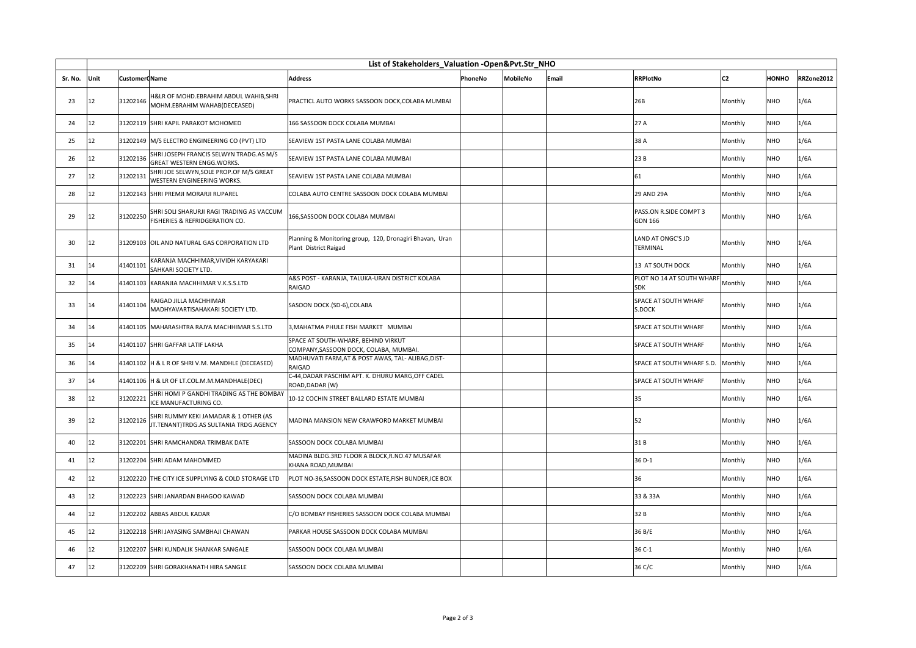| | List of Stakeholders_Valuation -Open&Pvt.Str_NHO | | | | | | | | | | |
|---|---|---|---|---|---|---|---|---|---|---|---|
| Sr. No. | Unit | CustomerC | Name | Address | PhoneNo | MobileNo | Email | RRPlotNo | C2 | HONHO | RRZone2012 |
| 23 | 12 | 31202146 | H&LR OF MOHD.EBRAHIM ABDUL WAHIB,SHRI MOHM.EBRAHIM WAHAB(DECEASED) | PRACTICL AUTO WORKS SASSOON DOCK,COLABA MUMBAI | | | | 26B | Monthly | NHO | 1/6A |
| 24 | 12 | 31202119 | SHRI KAPIL PARAKOT MOHOMED | 166 SASSOON DOCK COLABA MUMBAI | | | | 27 A | Monthly | NHO | 1/6A |
| 25 | 12 | 31202149 | M/S ELECTRO ENGINEERING CO (PVT) LTD | SEAVIEW 1ST PASTA LANE COLABA MUMBAI | | | | 38 A | Monthly | NHO | 1/6A |
| 26 | 12 | 31202136 | SHRI JOSEPH FRANCIS SELWYN TRADG.AS M/S GREAT WESTERN ENGG.WORKS. | SEAVIEW 1ST PASTA LANE COLABA MUMBAI | | | | 23 B | Monthly | NHO | 1/6A |
| 27 | 12 | 31202131 | SHRI JOE SELWYN,SOLE PROP.OF M/S GREAT WESTERN ENGINEERING WORKS. | SEAVIEW 1ST PASTA LANE COLABA MUMBAI | | | | 61 | Monthly | NHO | 1/6A |
| 28 | 12 | 31202143 | SHRI PREMJI MORARJI RUPAREL | COLABA AUTO CENTRE SASSOON DOCK COLABA MUMBAI | | | | 29 AND 29A | Monthly | NHO | 1/6A |
| 29 | 12 | 31202250 | SHRI SOLI SHARURJI RAGI TRADING AS VACCUM FISHERIES & REFRIDGERATION CO. | 166,SASSOON DOCK COLABA MUMBAI | | | | PASS.ON R.SIDE COMPT 3 GDN 166 | Monthly | NHO | 1/6A |
| 30 | 12 | 31209103 | OIL AND NATURAL GAS CORPORATION LTD | Planning & Monitoring group, 120, Dronagiri Bhavan, Uran Plant District Raigad | | | | LAND AT ONGC'S JD TERMINAL | Monthly | NHO | 1/6A |
| 31 | 14 | 41401101 | KARANJA MACHHIMAR,VIVIDH KARYAKARI SAHKARI SOCIETY LTD. | | | | | 13 AT SOUTH DOCK | Monthly | NHO | 1/6A |
| 32 | 14 | 41401103 | KARANJIA MACHHIMAR V.K.S.S.LTD | A&S POST - KARANJA, TALUKA-URAN DISTRICT KOLABA RAIGAD | | | | PLOT NO 14 AT SOUTH WHARF SDK | Monthly | NHO | 1/6A |
| 33 | 14 | 41401104 | RAIGAD JILLA MACHHIMAR MADHYAVARTISAHAKARI SOCIETY LTD. | SASOON DOCK.(SD-6),COLABA | | | | SPACE AT SOUTH WHARF S.DOCK | Monthly | NHO | 1/6A |
| 34 | 14 | 41401105 | MAHARASHTRA RAJYA MACHHIMAR S.S.LTD | 3,MAHATMA PHULE FISH MARKET MUMBAI | | | | SPACE AT SOUTH WHARF | Monthly | NHO | 1/6A |
| 35 | 14 | 41401107 | SHRI GAFFAR LATIF LAKHA | SPACE AT SOUTH-WHARF, BEHIND VIRKUT COMPANY,SASSOON DOCK, COLABA, MUMBAI. | | | | SPACE AT SOUTH WHARF | Monthly | NHO | 1/6A |
| 36 | 14 | 41401102 | H & L R OF SHRI V.M. MANDHLE (DECEASED) | MADHUVATI FARM,AT & POST AWAS, TAL- ALIBAG,DIST-RAIGAD | | | | SPACE AT SOUTH WHARF S.D. | Monthly | NHO | 1/6A |
| 37 | 14 | 41401106 | H & LR OF LT.COL.M.M.MANDHALE(DEC) | C-44,DADAR PASCHIM APT. K. DHURU MARG,OFF CADEL ROAD,DADAR (W) | | | | SPACE AT SOUTH WHARF | Monthly | NHO | 1/6A |
| 38 | 12 | 31202221 | SHRI HOMI P GANDHI TRADING AS THE BOMBAY ICE MANUFACTURING CO. | 10-12 COCHIN STREET BALLARD ESTATE MUMBAI | | | | 35 | Monthly | NHO | 1/6A |
| 39 | 12 | 31202126 | SHRI RUMMY KEKI JAMADAR & 1 OTHER (AS JT.TENANT)TRDG.AS SULTANIA TRDG.AGENCY | MADINA MANSION NEW CRAWFORD MARKET MUMBAI | | | | 52 | Monthly | NHO | 1/6A |
| 40 | 12 | 31202201 | SHRI RAMCHANDRA TRIMBAK DATE | SASSOON DOCK COLABA MUMBAI | | | | 31 B | Monthly | NHO | 1/6A |
| 41 | 12 | 31202204 | SHRI ADAM MAHOMMED | MADINA BLDG.3RD FLOOR A BLOCK,R.NO.47 MUSAFAR KHANA ROAD,MUMBAI | | | | 36 D-1 | Monthly | NHO | 1/6A |
| 42 | 12 | 31202220 | THE CITY ICE SUPPLYING & COLD STORAGE LTD | PLOT NO-36,SASSOON DOCK ESTATE,FISH BUNDER,ICE BOX | | | | 36 | Monthly | NHO | 1/6A |
| 43 | 12 | 31202223 | SHRI JANARDAN BHAGOO KAWAD | SASSOON DOCK COLABA MUMBAI | | | | 33 & 33A | Monthly | NHO | 1/6A |
| 44 | 12 | 31202202 | ABBAS ABDUL KADAR | C/O BOMBAY FISHERIES SASSOON DOCK COLABA MUMBAI | | | | 32 B | Monthly | NHO | 1/6A |
| 45 | 12 | 31202218 | SHRI JAYASING SAMBHAJI CHAWAN | PARKAR HOUSE SASSOON DOCK COLABA MUMBAI | | | | 36 B/E | Monthly | NHO | 1/6A |
| 46 | 12 | 31202207 | SHRI KUNDALIK SHANKAR SANGALE | SASSOON DOCK COLABA MUMBAI | | | | 36 C-1 | Monthly | NHO | 1/6A |
| 47 | 12 | 31202209 | SHRI GORAKHANATH HIRA SANGLE | SASSOON DOCK COLABA MUMBAI | | | | 36 C/C | Monthly | NHO | 1/6A |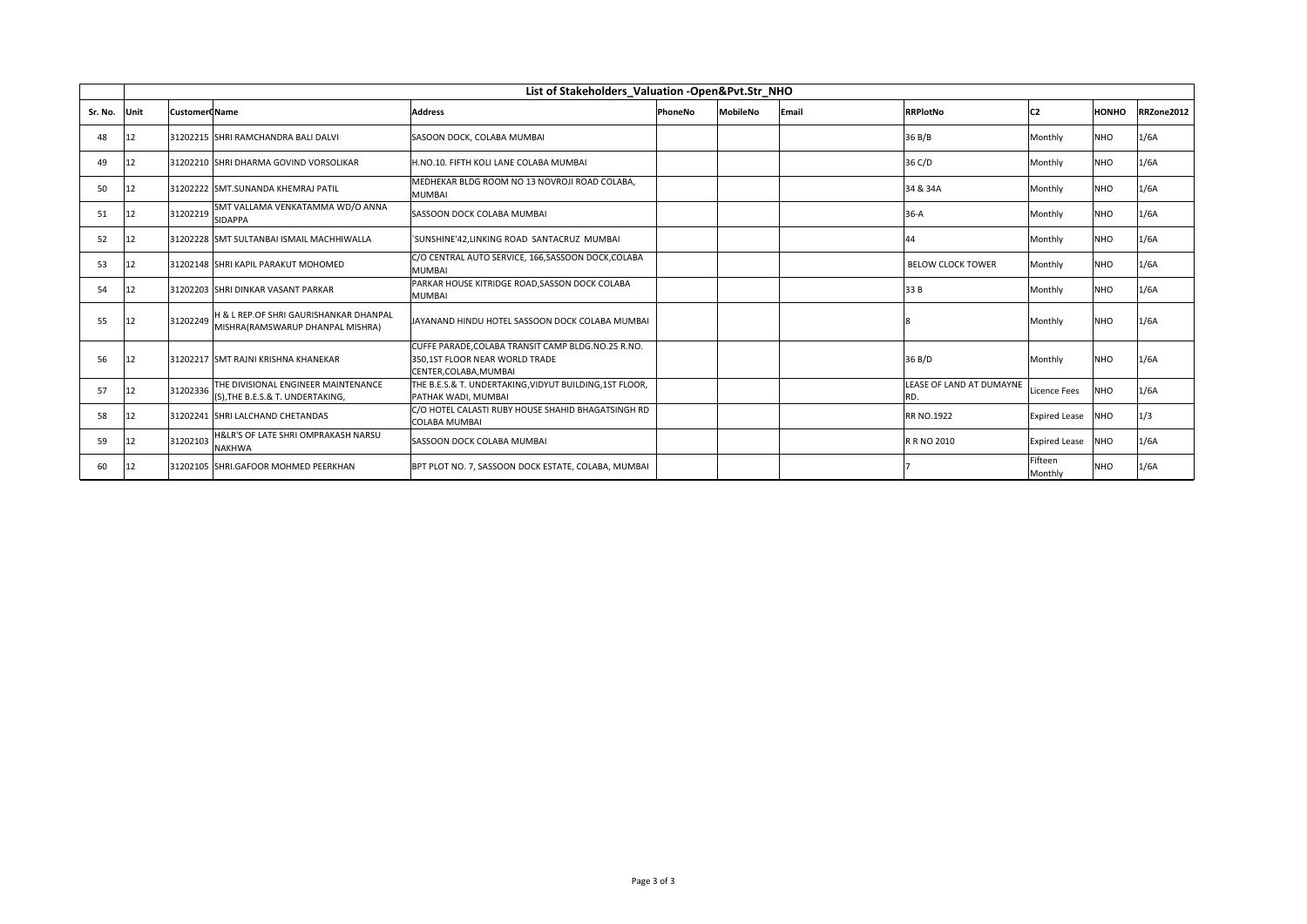| | List of Stakeholders_Valuation -Open&Pvt.Str_NHO | | | | | | | | | | |
|---|---|---|---|---|---|---|---|---|---|---|---|
| Sr. No. | Unit | CustomerC | Name | Address | PhoneNo | MobileNo | Email | RRPlotNo | C2 | HONHO | RRZone2012 |
| 48 | 12 | 31202215 | SHRI RAMCHANDRA BALI DALVI | SASOON DOCK, COLABA MUMBAI | | | | 36 B/B | Monthly | NHO | 1/6A |
| 49 | 12 | 31202210 | SHRI DHARMA GOVIND VORSOLIKAR | H.NO.10. FIFTH KOLI LANE COLABA MUMBAI | | | | 36 C/D | Monthly | NHO | 1/6A |
| 50 | 12 | 31202222 | SMT.SUNANDA KHEMRAJ PATIL | MEDHEKAR BLDG ROOM NO 13 NOVROJI ROAD COLABA, MUMBAI | | | | 34 & 34A | Monthly | NHO | 1/6A |
| 51 | 12 | 31202219 | SMT VALLAMA VENKATAMMA WD/O ANNA SIDAPPA | SASSOON DOCK COLABA MUMBAI | | | | 36-A | Monthly | NHO | 1/6A |
| 52 | 12 | 31202228 | SMT SULTANBAI ISMAIL MACHHIWALLA | `SUNSHINE'42,LINKING ROAD SANTACRUZ MUMBAI | | | | 44 | Monthly | NHO | 1/6A |
| 53 | 12 | 31202148 | SHRI KAPIL PARAKUT MOHOMED | C/O CENTRAL AUTO SERVICE, 166,SASSOON DOCK,COLABA MUMBAI | | | | BELOW CLOCK TOWER | Monthly | NHO | 1/6A |
| 54 | 12 | 31202203 | SHRI DINKAR VASANT PARKAR | PARKAR HOUSE KITRIDGE ROAD,SASSON DOCK COLABA MUMBAI | | | | 33 B | Monthly | NHO | 1/6A |
| 55 | 12 | 31202249 | H & L REP.OF SHRI GAURISHANKAR DHANPAL MISHRA(RAMSWARUP DHANPAL MISHRA) | JAYANAND HINDU HOTEL SASSOON DOCK COLABA MUMBAI | | | | 8 | Monthly | NHO | 1/6A |
| 56 | 12 | 31202217 | SMT RAJNI KRISHNA KHANEKAR | CUFFE PARADE,COLABA TRANSIT CAMP BLDG.NO.25 R.NO. 350,1ST FLOOR NEAR WORLD TRADE CENTER,COLABA,MUMBAI | | | | 36 B/D | Monthly | NHO | 1/6A |
| 57 | 12 | 31202336 | THE DIVISIONAL ENGINEER MAINTENANCE (S),THE B.E.S.& T. UNDERTAKING, | THE B.E.S.& T. UNDERTAKING,VIDYUT BUILDING,1ST FLOOR, PATHAK WADI, MUMBAI | | | | LEASE OF LAND AT DUMAYNE RD. | Licence Fees | NHO | 1/6A |
| 58 | 12 | 31202241 | SHRI LALCHAND CHETANDAS | C/O HOTEL CALASTI RUBY HOUSE SHAHID BHAGATSINGH RD COLABA MUMBAI | | | | RR NO.1922 | Expired Lease | NHO | 1/3 |
| 59 | 12 | 31202103 | H&LR'S OF LATE SHRI OMPRAKASH NARSU NAKHWA | SASSOON DOCK COLABA MUMBAI | | | | R R NO 2010 | Expired Lease | NHO | 1/6A |
| 60 | 12 | 31202105 | SHRI.GAFOOR MOHMED PEERKHAN | BPT PLOT NO. 7, SASSOON DOCK ESTATE, COLABA, MUMBAI | | | | 7 | Fifteen Monthly | NHO | 1/6A |